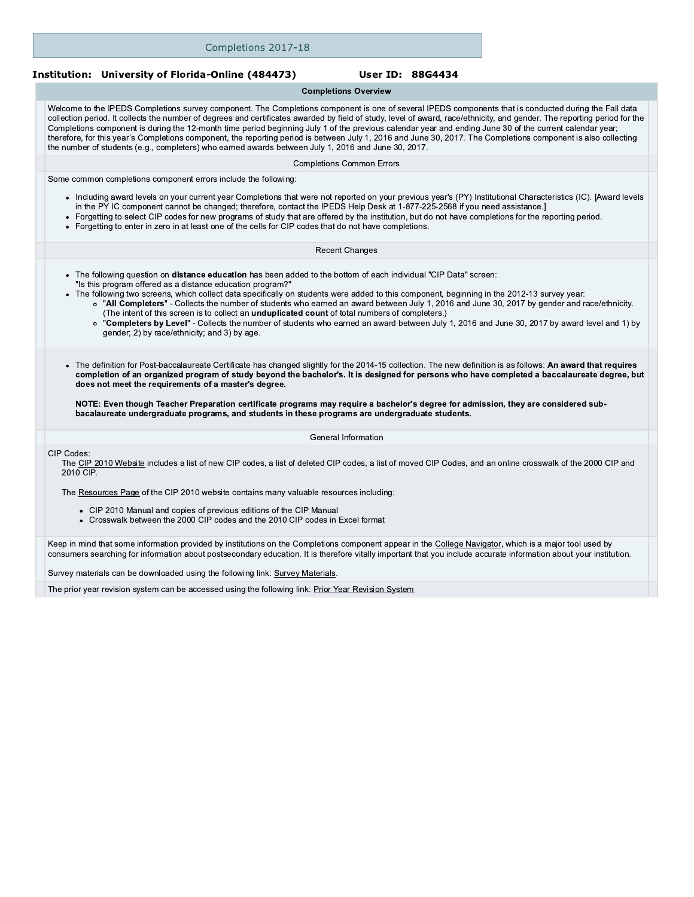# Completions 2017-18

**Institution: University of Florida-Online (484473)** **User ID: 88G4434**

## Completions Overview

Welcome to the IPEDS Completions survey component. The Completions component is one of several IPEDS components that is conducted during the Fall data collection period. It collects the number of degrees and certificates awarded by field of study, level of award, race/ethnicity, and gender. The reporting period for the Completions component is during the 12-month time period beginning July 1 of the previous calendar year and ending June 30 of the current calendar year; therefore, for this year's Completions component, the reporting period is between July 1, 2016 and June 30, 2017. The Completions component is also collecting the number of students (e.g., completers) who earned awards between July 1, 2016 and June 30, 2017.

### Completions Common Errors

Some common completions component errors include the following:

- Including award levels on your current year Completions that were not reported on your previous year's (PY) Institutional Characteristics (IC). [Award levels in the PY IC component cannot be changed; therefore, contact the IPEDS Help Desk at 1-877-225-2568 if you need assistance.]
- Forgetting to select CIP codes for new programs of study that are offered by the institution, but do not have completions for the reporting period.
- Forgetting to enter in zero in at least one of the cells for CIP codes that do not have completions.

### Recent Changes

- The following question on **distance education** has been added to the bottom of each individual "CIP Data" screen:
  "Is this program offered as a distance education program?"
- The following two screens, which collect data specifically on students were added to this component, beginning in the 2012-13 survey year:
  - "**All Completers**" - Collects the number of students who earned an award between July 1, 2016 and June 30, 2017 by gender and race/ethnicity. (The intent of this screen is to collect an **unduplicated count** of total numbers of completers.)
  - "**Completers by Level**" - Collects the number of students who earned an award between July 1, 2016 and June 30, 2017 by award level and 1) by gender; 2) by race/ethnicity; and 3) by age.

- The definition for Post-baccalaureate Certificate has changed slightly for the 2014-15 collection. The new definition is as follows: **An award that requires completion of an organized program of study beyond the bachelor's. It is designed for persons who have completed a baccalaureate degree, but does not meet the requirements of a master's degree.**

  **NOTE: Even though Teacher Preparation certificate programs may require a bachelor's degree for admission, they are considered sub-bacalaureate undergraduate programs, and students in these programs are undergraduate students.**

### General Information

CIP Codes:
The CIP 2010 Website includes a list of new CIP codes, a list of deleted CIP codes, a list of moved CIP Codes, and an online crosswalk of the 2000 CIP and 2010 CIP.

The Resources Page of the CIP 2010 website contains many valuable resources including:

- CIP 2010 Manual and copies of previous editions of the CIP Manual
- Crosswalk between the 2000 CIP codes and the 2010 CIP codes in Excel format

Keep in mind that some information provided by institutions on the Completions component appear in the College Navigator, which is a major tool used by consumers searching for information about postsecondary education. It is therefore vitally important that you include accurate information about your institution.

Survey materials can be downloaded using the following link: Survey Materials.

The prior year revision system can be accessed using the following link: Prior Year Revision System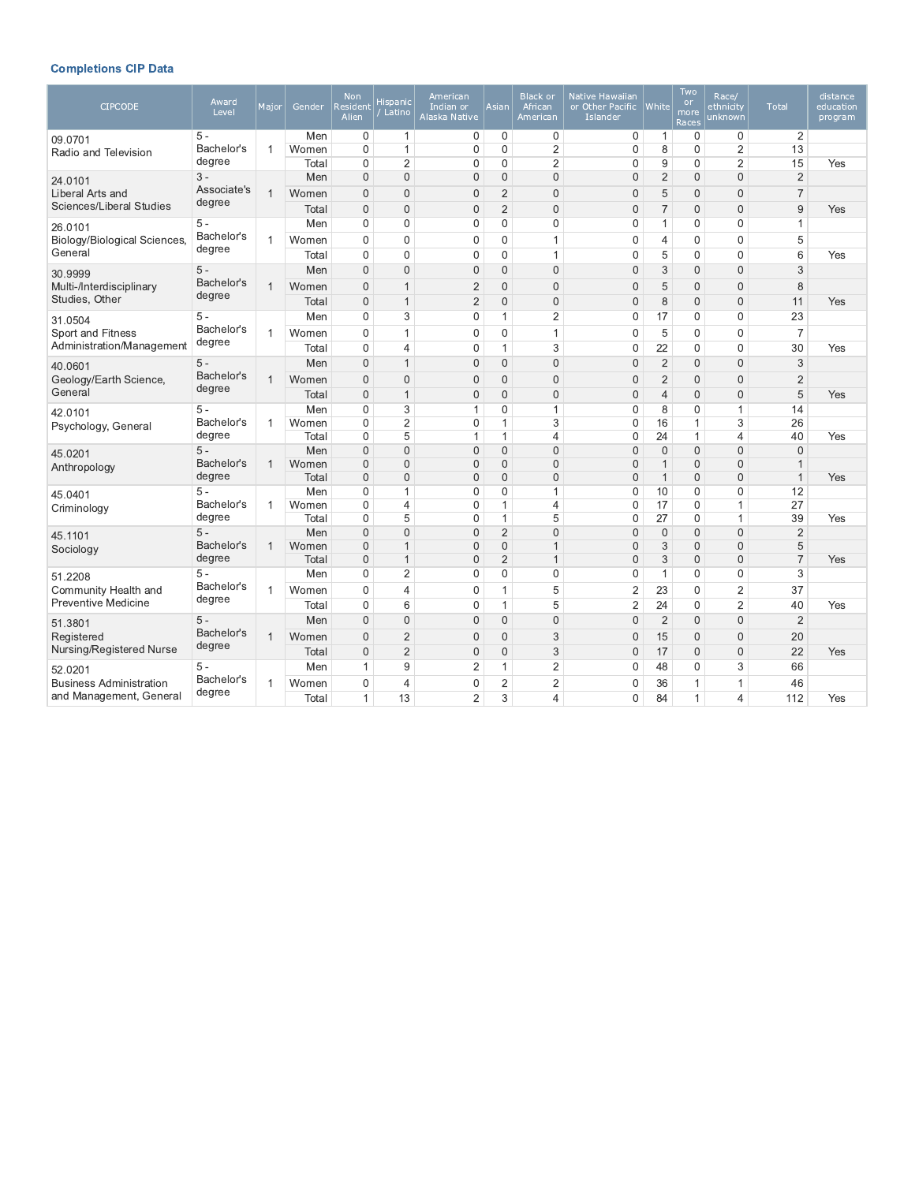### Completions CIP Data

| CIPCODE | Award Level | Major | Gender | Non Resident Alien | Hispanic / Latino | American Indian or Alaska Native | Asian | Black or African American | Native Hawaiian or Other Pacific Islander | White | Two or more Races | Race/ ethnicity unknown | Total | distance education program |
|---|---|---|---|---|---|---|---|---|---|---|---|---|---|---|
| 09.0701 Radio and Television | 5 - Bachelor's degree | 1 | Men | 0 | 1 | 0 | 0 | 0 | 0 | 1 | 0 | 0 | 2 | |
| | | | Women | 0 | 1 | 0 | 0 | 2 | 0 | 8 | 0 | 2 | 13 | |
| | | | Total | 0 | 2 | 0 | 0 | 2 | 0 | 9 | 0 | 2 | 15 | Yes |
| 24.0101 Liberal Arts and Sciences/Liberal Studies | 3 - Associate's degree | 1 | Men | 0 | 0 | 0 | 0 | 0 | 0 | 2 | 0 | 0 | 2 | |
| | | | Women | 0 | 0 | 0 | 2 | 0 | 0 | 5 | 0 | 0 | 7 | |
| | | | Total | 0 | 0 | 0 | 2 | 0 | 0 | 7 | 0 | 0 | 9 | Yes |
| 26.0101 Biology/Biological Sciences, General | 5 - Bachelor's degree | 1 | Men | 0 | 0 | 0 | 0 | 0 | 0 | 1 | 0 | 0 | 1 | |
| | | | Women | 0 | 0 | 0 | 0 | 1 | 0 | 4 | 0 | 0 | 5 | |
| | | | Total | 0 | 0 | 0 | 0 | 1 | 0 | 5 | 0 | 0 | 6 | Yes |
| 30.9999 Multi-/Interdisciplinary Studies, Other | 5 - Bachelor's degree | 1 | Men | 0 | 0 | 0 | 0 | 0 | 0 | 3 | 0 | 0 | 3 | |
| | | | Women | 0 | 1 | 2 | 0 | 0 | 0 | 5 | 0 | 0 | 8 | |
| | | | Total | 0 | 1 | 2 | 0 | 0 | 0 | 8 | 0 | 0 | 11 | Yes |
| 31.0504 Sport and Fitness Administration/Management | 5 - Bachelor's degree | 1 | Men | 0 | 3 | 0 | 1 | 2 | 0 | 17 | 0 | 0 | 23 | |
| | | | Women | 0 | 1 | 0 | 0 | 1 | 0 | 5 | 0 | 0 | 7 | |
| | | | Total | 0 | 4 | 0 | 1 | 3 | 0 | 22 | 0 | 0 | 30 | Yes |
| 40.0601 Geology/Earth Science, General | 5 - Bachelor's degree | 1 | Men | 0 | 1 | 0 | 0 | 0 | 0 | 2 | 0 | 0 | 3 | |
| | | | Women | 0 | 0 | 0 | 0 | 0 | 0 | 2 | 0 | 0 | 2 | |
| | | | Total | 0 | 1 | 0 | 0 | 0 | 0 | 4 | 0 | 0 | 5 | Yes |
| 42.0101 Psychology, General | 5 - Bachelor's degree | 1 | Men | 0 | 3 | 1 | 0 | 1 | 0 | 8 | 0 | 1 | 14 | |
| | | | Women | 0 | 2 | 0 | 1 | 3 | 0 | 16 | 1 | 3 | 26 | |
| | | | Total | 0 | 5 | 1 | 1 | 4 | 0 | 24 | 1 | 4 | 40 | Yes |
| 45.0201 Anthropology | 5 - Bachelor's degree | 1 | Men | 0 | 0 | 0 | 0 | 0 | 0 | 0 | 0 | 0 | 0 | |
| | | | Women | 0 | 0 | 0 | 0 | 0 | 0 | 1 | 0 | 0 | 1 | |
| | | | Total | 0 | 0 | 0 | 0 | 0 | 0 | 1 | 0 | 0 | 1 | Yes |
| 45.0401 Criminology | 5 - Bachelor's degree | 1 | Men | 0 | 1 | 0 | 0 | 1 | 0 | 10 | 0 | 0 | 12 | |
| | | | Women | 0 | 4 | 0 | 1 | 4 | 0 | 17 | 0 | 1 | 27 | |
| | | | Total | 0 | 5 | 0 | 1 | 5 | 0 | 27 | 0 | 1 | 39 | Yes |
| 45.1101 Sociology | 5 - Bachelor's degree | 1 | Men | 0 | 0 | 0 | 2 | 0 | 0 | 0 | 0 | 0 | 2 | |
| | | | Women | 0 | 1 | 0 | 0 | 1 | 0 | 3 | 0 | 0 | 5 | |
| | | | Total | 0 | 1 | 0 | 2 | 1 | 0 | 3 | 0 | 0 | 7 | Yes |
| 51.2208 Community Health and Preventive Medicine | 5 - Bachelor's degree | 1 | Men | 0 | 2 | 0 | 0 | 0 | 0 | 1 | 0 | 0 | 3 | |
| | | | Women | 0 | 4 | 0 | 1 | 5 | 2 | 23 | 0 | 2 | 37 | |
| | | | Total | 0 | 6 | 0 | 1 | 5 | 2 | 24 | 0 | 2 | 40 | Yes |
| 51.3801 Registered Nursing/Registered Nurse | 5 - Bachelor's degree | 1 | Men | 0 | 0 | 0 | 0 | 0 | 0 | 2 | 0 | 0 | 2 | |
| | | | Women | 0 | 2 | 0 | 0 | 3 | 0 | 15 | 0 | 0 | 20 | |
| | | | Total | 0 | 2 | 0 | 0 | 3 | 0 | 17 | 0 | 0 | 22 | Yes |
| 52.0201 Business Administration and Management, General | 5 - Bachelor's degree | 1 | Men | 1 | 9 | 2 | 1 | 2 | 0 | 48 | 0 | 3 | 66 | |
| | | | Women | 0 | 4 | 0 | 2 | 2 | 0 | 36 | 1 | 1 | 46 | |
| | | | Total | 1 | 13 | 2 | 3 | 4 | 0 | 84 | 1 | 4 | 112 | Yes |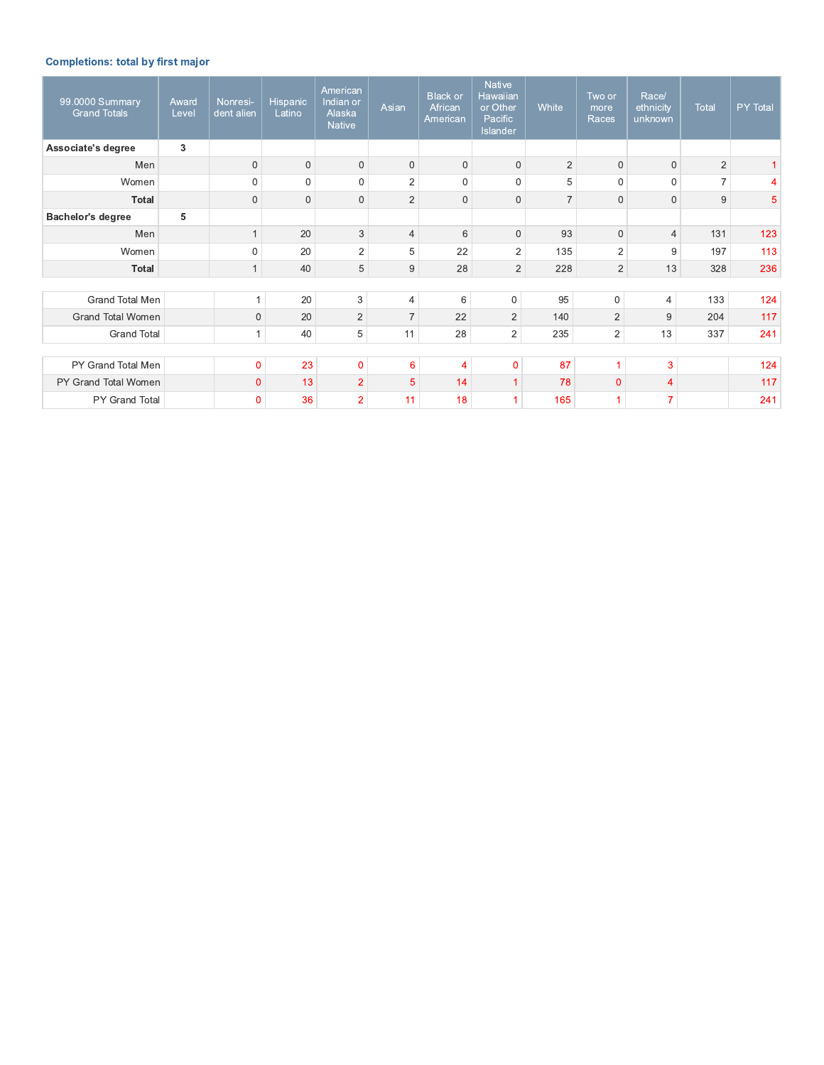### Completions: total by first major

| 99.0000 Summary Grand Totals | Award Level | Nonresident alien | Hispanic Latino | American Indian or Alaska Native | Asian | Black or African American | Native Hawaiian or Other Pacific Islander | White | Two or more Races | Race/ ethnicity unknown | Total | PY Total |
|---|---|---|---|---|---|---|---|---|---|---|---|---|
| **Associate's degree** | **3** | | | | | | | | | | | |
| Men | | 0 | 0 | 0 | 0 | 0 | 0 | 2 | 0 | 0 | 2 | 1 |
| Women | | 0 | 0 | 0 | 2 | 0 | 0 | 5 | 0 | 0 | 7 | 4 |
| **Total** | | 0 | 0 | 0 | 2 | 0 | 0 | 7 | 0 | 0 | 9 | 5 |
| **Bachelor's degree** | **5** | | | | | | | | | | | |
| Men | | 1 | 20 | 3 | 4 | 6 | 0 | 93 | 0 | 4 | 131 | 123 |
| Women | | 0 | 20 | 2 | 5 | 22 | 2 | 135 | 2 | 9 | 197 | 113 |
| **Total** | | 1 | 40 | 5 | 9 | 28 | 2 | 228 | 2 | 13 | 328 | 236 |
| Grand Total Men | | 1 | 20 | 3 | 4 | 6 | 0 | 95 | 0 | 4 | 133 | 124 |
| Grand Total Women | | 0 | 20 | 2 | 7 | 22 | 2 | 140 | 2 | 9 | 204 | 117 |
| Grand Total | | 1 | 40 | 5 | 11 | 28 | 2 | 235 | 2 | 13 | 337 | 241 |
| PY Grand Total Men | | 0 | 23 | 0 | 6 | 4 | 0 | 87 | 1 | 3 | | 124 |
| PY Grand Total Women | | 0 | 13 | 2 | 5 | 14 | 1 | 78 | 0 | 4 | | 117 |
| PY Grand Total | | 0 | 36 | 2 | 11 | 18 | 1 | 165 | 1 | 7 | | 241 |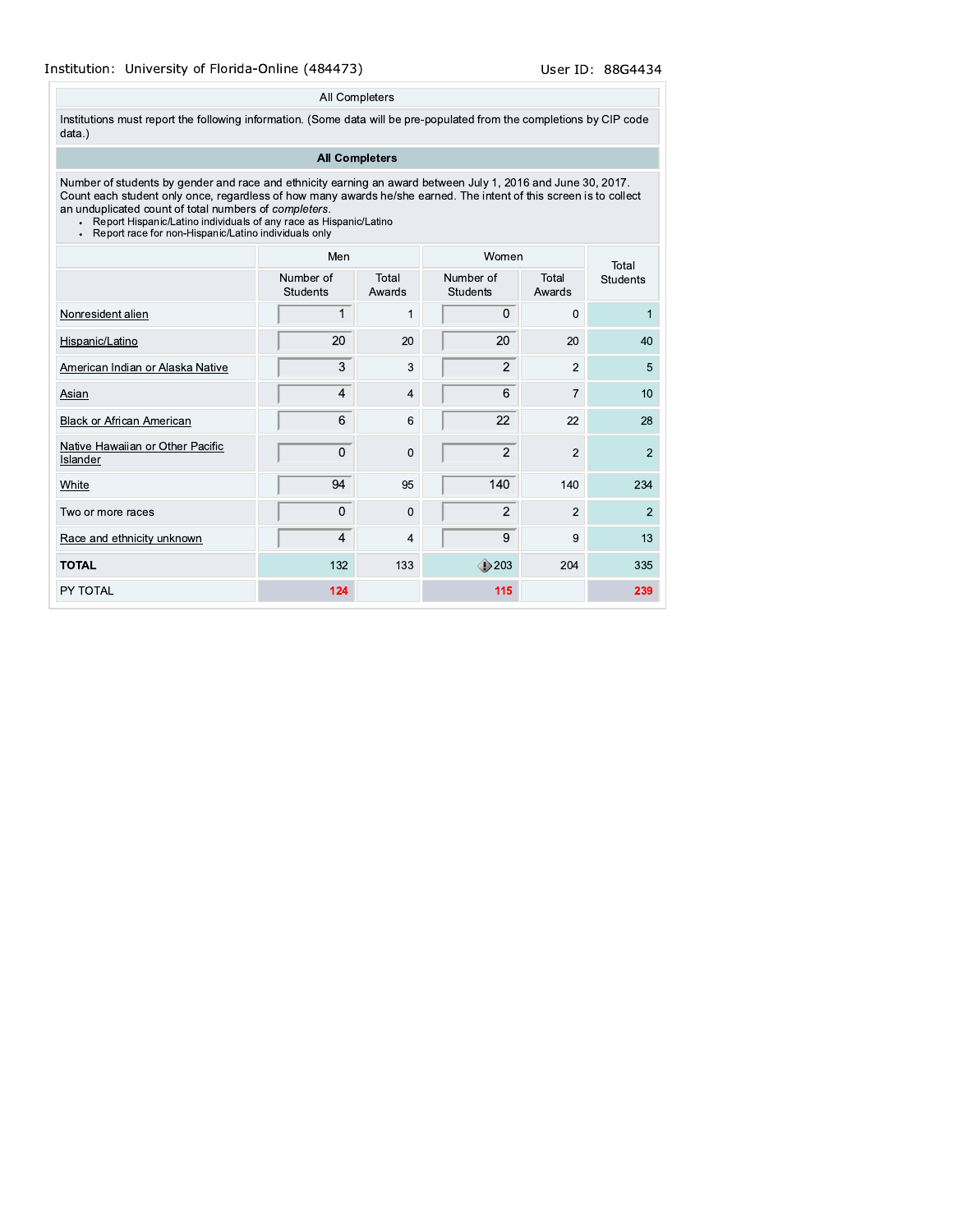Institution: University of Florida-Online (484473) User ID: 88G4434

All Completers

Institutions must report the following information. (Some data will be pre-populated from the completions by CIP code data.)

**All Completers**

Number of students by gender and race and ethnicity earning an award between July 1, 2016 and June 30, 2017. Count each student only once, regardless of how many awards he/she earned. The intent of this screen is to collect an unduplicated count of total numbers of *completers*.

- Report Hispanic/Latino individuals of any race as Hispanic/Latino
- Report race for non-Hispanic/Latino individuals only

| | Men | | Women | | Total Students |
|---|---|---|---|---|---|
| | Number of Students | Total Awards | Number of Students | Total Awards | |
| Nonresident alien | 1 | 1 | 0 | 0 | 1 |
| Hispanic/Latino | 20 | 20 | 20 | 20 | 40 |
| American Indian or Alaska Native | 3 | 3 | 2 | 2 | 5 |
| Asian | 4 | 4 | 6 | 7 | 10 |
| Black or African American | 6 | 6 | 22 | 22 | 28 |
| Native Hawaiian or Other Pacific Islander | 0 | 0 | 2 | 2 | 2 |
| White | 94 | 95 | 140 | 140 | 234 |
| Two or more races | 0 | 0 | 2 | 2 | 2 |
| Race and ethnicity unknown | 4 | 4 | 9 | 9 | 13 |
| **TOTAL** | 132 | 133 | 203 | 204 | 335 |
| PY TOTAL | 124 | | 115 | | 239 |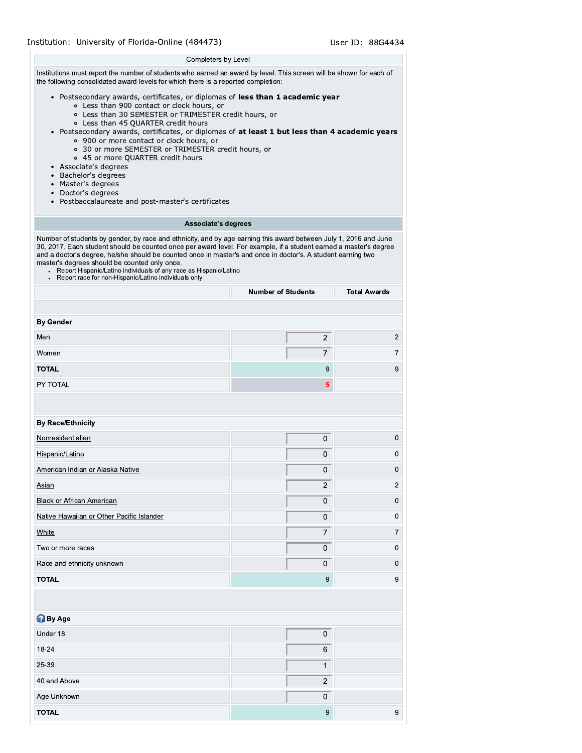Institution: University of Florida-Online (484473) User ID: 88G4434

## Completers by Level

Institutions must report the number of students who earned an award by level. This screen will be shown for each of the following consolidated award levels for which there is a reported completion:

- Postsecondary awards, certificates, or diplomas of **less than 1 academic year**
  - Less than 900 contact or clock hours, or
  - Less than 30 SEMESTER or TRIMESTER credit hours, or
  - Less than 45 QUARTER credit hours
- Postsecondary awards, certificates, or diplomas of **at least 1 but less than 4 academic years**
  - 900 or more contact or clock hours, or
  - 30 or more SEMESTER or TRIMESTER credit hours, or
  - 45 or more QUARTER credit hours
- Associate's degrees
- Bachelor's degrees
- Master's degrees
- Doctor's degrees
- Postbaccalaureate and post-master's certificates

### Associate's degrees

Number of students by gender, by race and ethnicity, and by age earning this award between July 1, 2016 and June 30, 2017. Each student should be counted once per award level. For example, if a student earned a master's degree and a doctor's degree, he/she should be counted once in master's and once in doctor's. A student earning two master's degrees should be counted only once.

- Report Hispanic/Latino individuals of any race as Hispanic/Latino
- Report race for non-Hispanic/Latino individuals only

| | Number of Students | Total Awards |
|---|---|---|
| **By Gender** | | |
| Men | 2 | 2 |
| Women | 7 | 7 |
| **TOTAL** | 9 | 9 |
| PY TOTAL | 5 | |
| **By Race/Ethnicity** | | |
| Nonresident alien | 0 | 0 |
| Hispanic/Latino | 0 | 0 |
| American Indian or Alaska Native | 0 | 0 |
| Asian | 2 | 2 |
| Black or African American | 0 | 0 |
| Native Hawaiian or Other Pacific Islander | 0 | 0 |
| White | 7 | 7 |
| Two or more races | 0 | 0 |
| Race and ethnicity unknown | 0 | 0 |
| **TOTAL** | 9 | 9 |
| **By Age** | | |
| Under 18 | 0 | |
| 18-24 | 6 | |
| 25-39 | 1 | |
| 40 and Above | 2 | |
| Age Unknown | 0 | |
| **TOTAL** | 9 | 9 |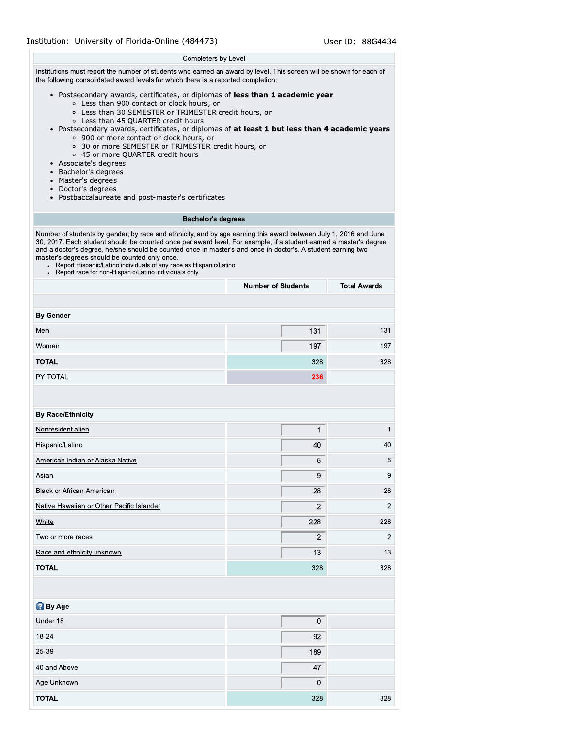Institution: University of Florida-Online (484473) User ID: 88G4434

## Completers by Level

Institutions must report the number of students who earned an award by level. This screen will be shown for each of the following consolidated award levels for which there is a reported completion:

- Postsecondary awards, certificates, or diplomas of **less than 1 academic year**
  - Less than 900 contact or clock hours, or
  - Less than 30 SEMESTER or TRIMESTER credit hours, or
  - Less than 45 QUARTER credit hours
- Postsecondary awards, certificates, or diplomas of **at least 1 but less than 4 academic years**
  - 900 or more contact or clock hours, or
  - 30 or more SEMESTER or TRIMESTER credit hours, or
  - 45 or more QUARTER credit hours
- Associate's degrees
- Bachelor's degrees
- Master's degrees
- Doctor's degrees
- Postbaccalaureate and post-master's certificates

### Bachelor's degrees

Number of students by gender, by race and ethnicity, and by age earning this award between July 1, 2016 and June 30, 2017. Each student should be counted once per award level. For example, if a student earned a master's degree and a doctor's degree, he/she should be counted once in master's and once in doctor's. A student earning two master's degrees should be counted only once.

- Report Hispanic/Latino individuals of any race as Hispanic/Latino
- Report race for non-Hispanic/Latino individuals only

| | Number of Students | Total Awards |
|---|---|---|
| **By Gender** | | |
| Men | 131 | 131 |
| Women | 197 | 197 |
| **TOTAL** | 328 | 328 |
| PY TOTAL | 236 | |
| **By Race/Ethnicity** | | |
| Nonresident alien | 1 | 1 |
| Hispanic/Latino | 40 | 40 |
| American Indian or Alaska Native | 5 | 5 |
| Asian | 9 | 9 |
| Black or African American | 28 | 28 |
| Native Hawaiian or Other Pacific Islander | 2 | 2 |
| White | 228 | 228 |
| Two or more races | 2 | 2 |
| Race and ethnicity unknown | 13 | 13 |
| **TOTAL** | 328 | 328 |
| **By Age** | | |
| Under 18 | 0 | |
| 18-24 | 92 | |
| 25-39 | 189 | |
| 40 and Above | 47 | |
| Age Unknown | 0 | |
| **TOTAL** | 328 | 328 |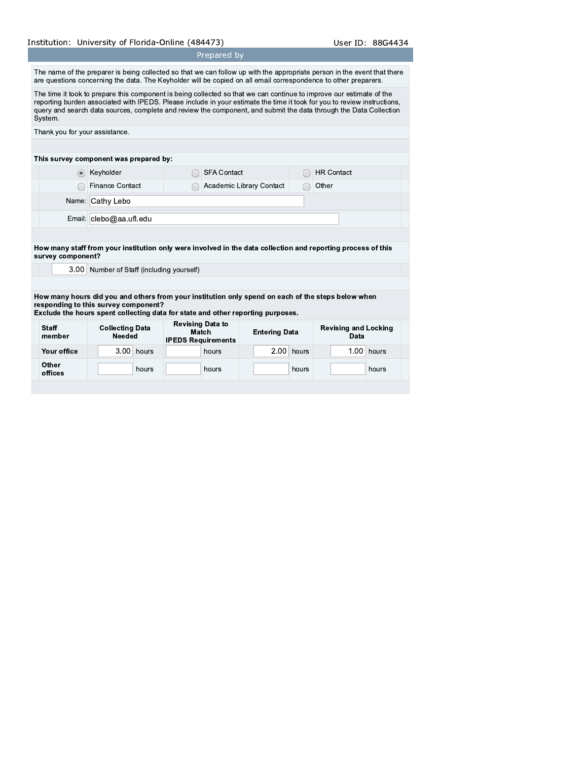Institution: University of Florida-Online (484473) User ID: 88G4434

## Prepared by

The name of the preparer is being collected so that we can follow up with the appropriate person in the event that there are questions concerning the data. The Keyholder will be copied on all email correspondence to other preparers.

The time it took to prepare this component is being collected so that we can continue to improve our estimate of the reporting burden associated with IPEDS. Please include in your estimate the time it took for you to review instructions, query and search data sources, complete and review the component, and submit the data through the Data Collection System.

Thank you for your assistance.

**This survey component was prepared by:**

| | | |
|---|---|---|
| (●) Keyholder | ( ) SFA Contact | ( ) HR Contact |
| ( ) Finance Contact | ( ) Academic Library Contact | ( ) Other |

Name: Cathy Lebo

Email: clebo@aa.ufl.edu

**How many staff from your institution only were involved in the data collection and reporting process of this survey component?**

3.00 Number of Staff (including yourself)

**How many hours did you and others from your institution only spend on each of the steps below when responding to this survey component?**
**Exclude the hours spent collecting data for state and other reporting purposes.**

| Staff member | Collecting Data Needed | Revising Data to Match IPEDS Requirements | Entering Data | Revising and Locking Data |
|---|---|---|---|---|
| Your office | 3.00 hours | hours | 2.00 hours | 1.00 hours |
| Other offices | hours | hours | hours | hours |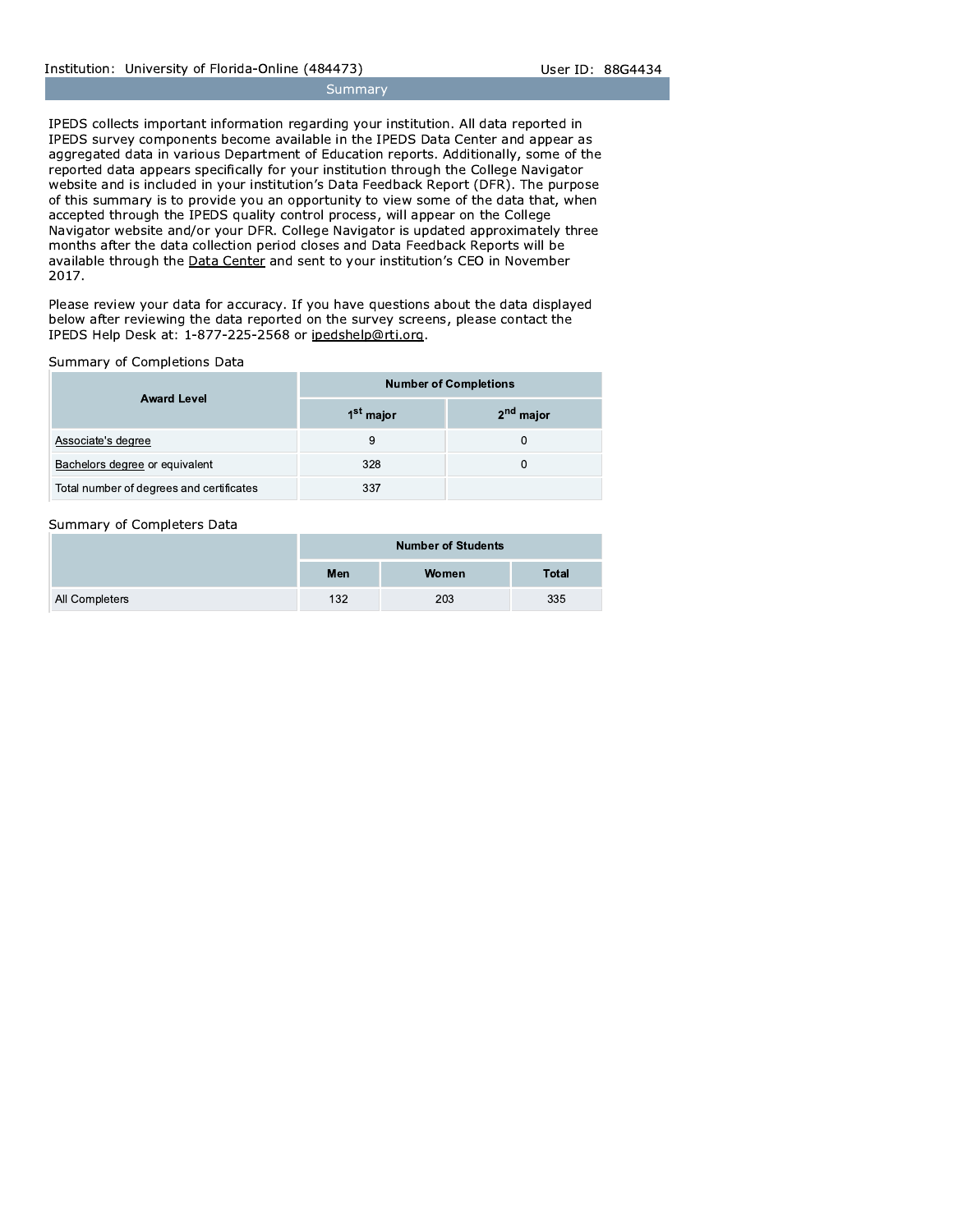Institution: University of Florida-Online (484473) User ID: 88G4434

## Summary

IPEDS collects important information regarding your institution. All data reported in IPEDS survey components become available in the IPEDS Data Center and appear as aggregated data in various Department of Education reports. Additionally, some of the reported data appears specifically for your institution through the College Navigator website and is included in your institution's Data Feedback Report (DFR). The purpose of this summary is to provide you an opportunity to view some of the data that, when accepted through the IPEDS quality control process, will appear on the College Navigator website and/or your DFR. College Navigator is updated approximately three months after the data collection period closes and Data Feedback Reports will be available through the Data Center and sent to your institution's CEO in November 2017.

Please review your data for accuracy. If you have questions about the data displayed below after reviewing the data reported on the survey screens, please contact the IPEDS Help Desk at: 1-877-225-2568 or ipedshelp@rti.org.

### Summary of Completions Data

| Award Level | Number of Completions | |
|---|---|---|
| | 1st major | 2nd major |
| Associate's degree | 9 | 0 |
| Bachelors degree or equivalent | 328 | 0 |
| Total number of degrees and certificates | 337 | |

### Summary of Completers Data

| | Number of Students | | |
|---|---|---|---|
| | Men | Women | Total |
| All Completers | 132 | 203 | 335 |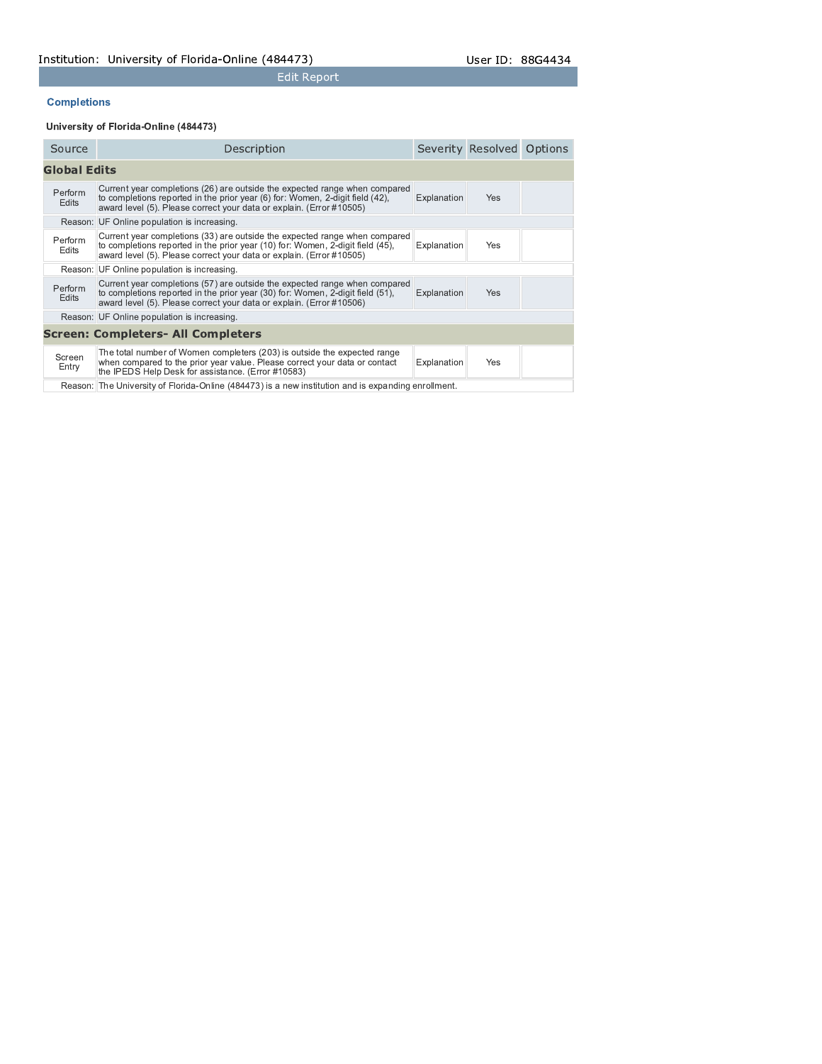Institution: University of Florida-Online (484473) User ID: 88G4434

Edit Report

## Completions

**University of Florida-Online (484473)**

| Source | Description | Severity | Resolved | Options |
|---|---|---|---|---|
| **Global Edits** | | | | |
| Perform Edits | Current year completions (26) are outside the expected range when compared to completions reported in the prior year (6) for: Women, 2-digit field (42), award level (5). Please correct your data or explain. (Error #10505) | Explanation | Yes | |
| Reason: | UF Online population is increasing. | | | |
| Perform Edits | Current year completions (33) are outside the expected range when compared to completions reported in the prior year (10) for: Women, 2-digit field (45), award level (5). Please correct your data or explain. (Error #10505) | Explanation | Yes | |
| Reason: | UF Online population is increasing. | | | |
| Perform Edits | Current year completions (57) are outside the expected range when compared to completions reported in the prior year (30) for: Women, 2-digit field (51), award level (5). Please correct your data or explain. (Error #10506) | Explanation | Yes | |
| Reason: | UF Online population is increasing. | | | |
| **Screen: Completers- All Completers** | | | | |
| Screen Entry | The total number of Women completers (203) is outside the expected range when compared to the prior year value. Please correct your data or contact the IPEDS Help Desk for assistance. (Error #10583) | Explanation | Yes | |
| Reason: | The University of Florida-Online (484473) is a new institution and is expanding enrollment. | | | |